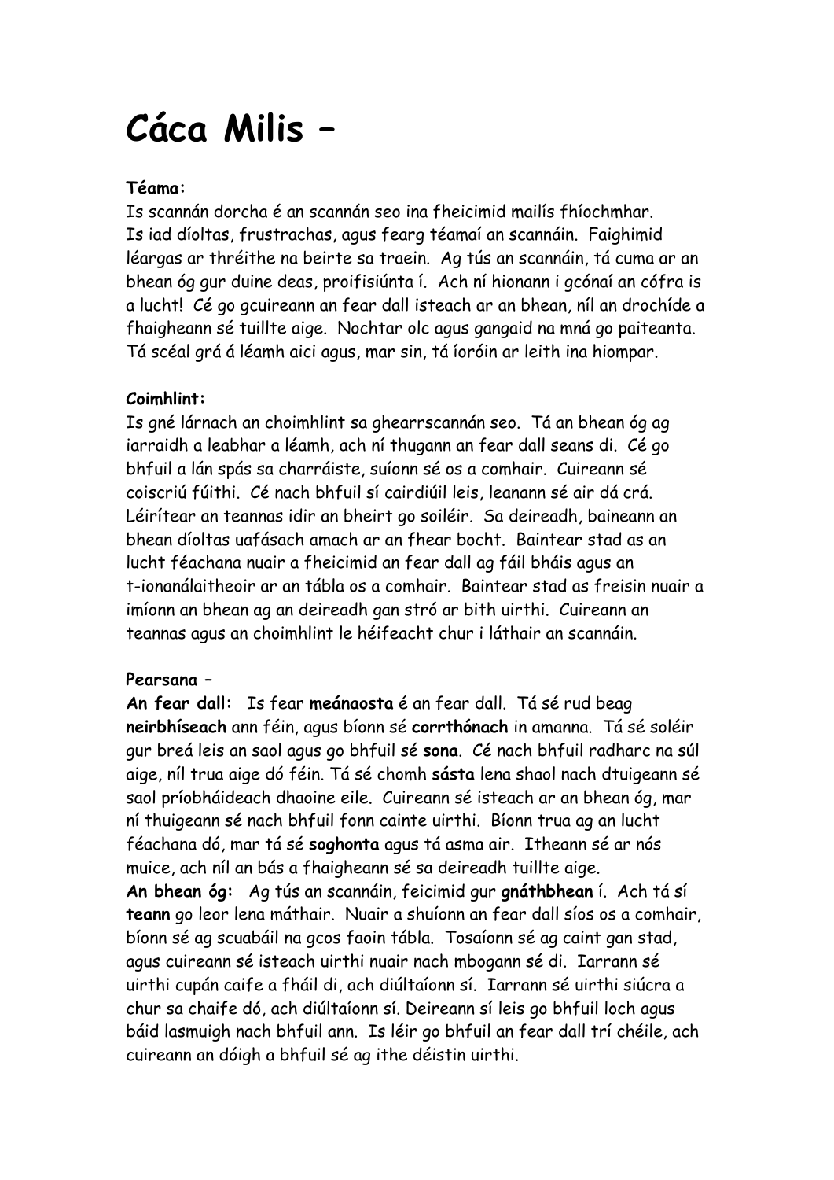# Cáca Milis –

**Téama:**
Is scannán dorcha é an scannán seo ina fheicimid mailís fhíochmhar. Is iad díoltas, frustrachas, agus fearg téamaí an scannáin. Faighimid léargas ar thréithe na beirte sa traein. Ag tús an scannáin, tá cuma ar an bhean óg gur duine deas, proifisiúnta í. Ach ní hionann i gcónaí an cófra is a lucht! Cé go gcuireann an fear dall isteach ar an bhean, níl an drochíde a fhaigheann sé tuillte aige. Nochtar olc agus gangaid na mná go paiteanta. Tá scéal grá á léamh aici agus, mar sin, tá íoróin ar leith ina hiompar.

**Coimhlint:**
Is gné lárnach an choimhlint sa ghearrscannán seo. Tá an bhean óg ag iarraidh a leabhar a léamh, ach ní thugann an fear dall seans di. Cé go bhfuil a lán spás sa charráiste, suíonn sé os a comhair. Cuireann sé coiscriú fúithi. Cé nach bhfuil sí cairdiúil leis, leanann sé air dá crá. Léirítear an teannas idir an bheirt go soiléir. Sa deireadh, baineann an bhean díoltas uafásach amach ar an fhear bocht. Baintear stad as an lucht féachana nuair a fheicimid an fear dall ag fáil bháis agus an t-ionanálaitheoir ar an tábla os a comhair. Baintear stad as freisin nuair a imíonn an bhean ag an deireadh gan stró ar bith uirthi. Cuireann an teannas agus an choimhlint le héifeacht chur i láthair an scannáin.

**Pearsana –**
**An fear dall:** Is fear **meánaosta** é an fear dall. Tá sé rud beag **neirbhíseach** ann féin, agus bíonn sé **corrthónach** in amanna. Tá sé soléir gur breá leis an saol agus go bhfuil sé **sona**. Cé nach bhfuil radharc na súl aige, níl trua aige dó féin. Tá sé chomh **sásta** lena shaol nach dtuigeann sé saol príobháideach dhaoine eile. Cuireann sé isteach ar an bhean óg, mar ní thuigeann sé nach bhfuil fonn cainte uirthi. Bíonn trua ag an lucht féachana dó, mar tá sé **soghonta** agus tá asma air. Itheann sé ar nós muice, ach níl an bás a fhaigheann sé sa deireadh tuillte aige.
**An bhean óg:** Ag tús an scannáin, feicimid gur **gnáthbhean** í. Ach tá sí **teann** go leor lena máthair. Nuair a shuíonn an fear dall síos os a comhair, bíonn sé ag scuabáil na gcos faoin tábla. Tosaíonn sé ag caint gan stad, agus cuireann sé isteach uirthi nuair nach mbogann sé di. Iarrann sé uirthi cupán caife a fháil di, ach diúltaíonn sí. Iarrann sé uirthi siúcra a chur sa chaife dó, ach diúltaíonn sí. Deireann sí leis go bhfuil loch agus báid lasmuigh nach bhfuil ann. Is léir go bhfuil an fear dall trí chéile, ach cuireann an dóigh a bhfuil sé ag ithe déistin uirthi.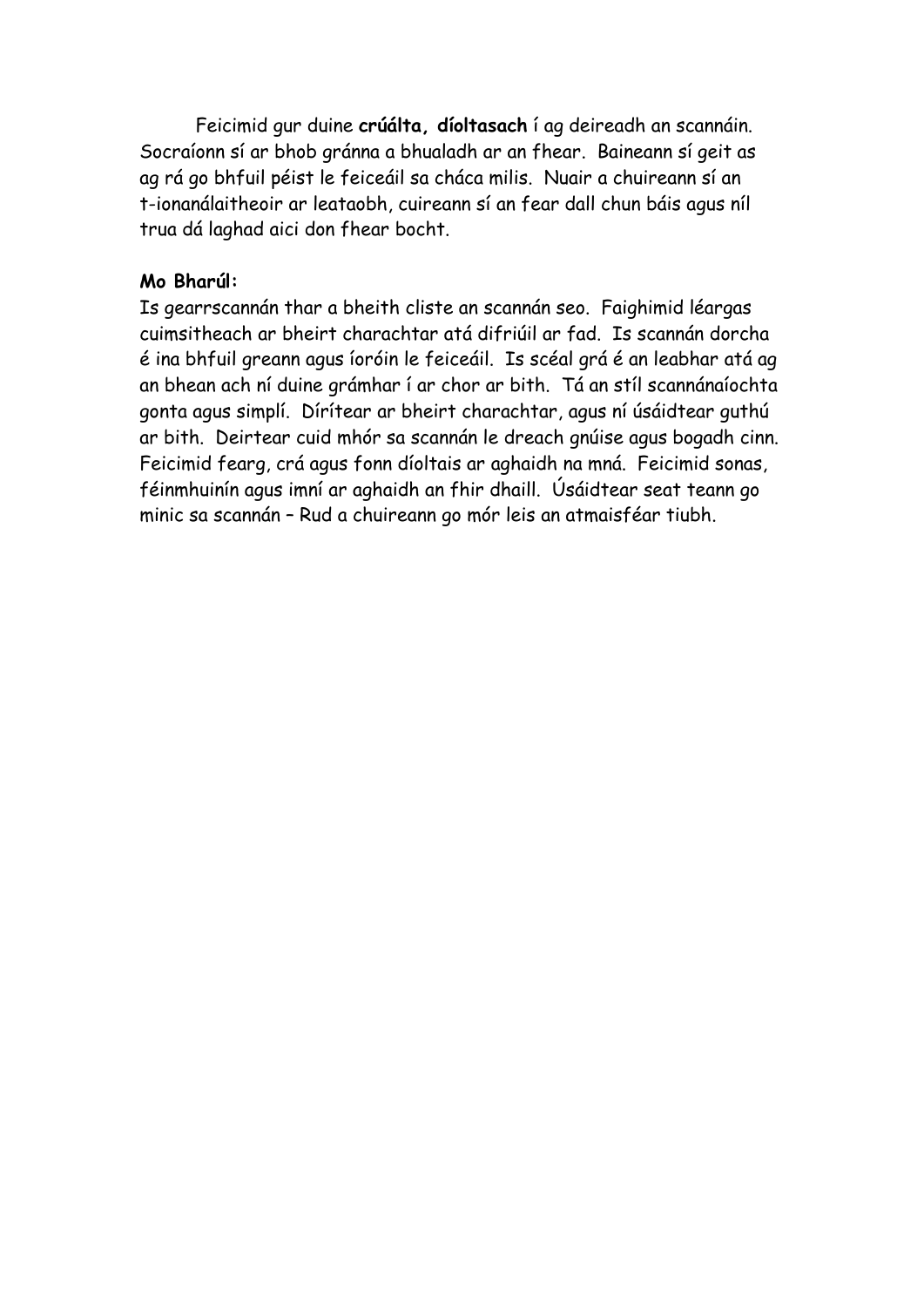Feicimid gur duine **crúálta, díoltasach** í ag deireadh an scannáin. Socraíonn sí ar bhob gránna a bhualadh ar an fhear. Baineann sí geit as ag rá go bhfuil péist le feiceáil sa cháca milis. Nuair a chuireann sí an t-ionanálaitheoir ar leataobh, cuireann sí an fear dall chun báis agus níl trua dá laghad aici don fhear bocht.

**Mo Bharúl:**

Is gearrscannán thar a bheith cliste an scannán seo. Faighimid léargas cuimsitheach ar bheirt charachtar atá difriúil ar fad. Is scannán dorcha é ina bhfuil greann agus íoróin le feiceáil. Is scéal grá é an leabhar atá ag an bhean ach ní duine grámhar í ar chor ar bith. Tá an stíl scannánaíochta gonta agus simplí. Dírítear ar bheirt charachtar, agus ní úsáidtear guthú ar bith. Deirtear cuid mhór sa scannán le dreach gnúise agus bogadh cinn. Feicimid fearg, crá agus fonn díoltais ar aghaidh na mná. Feicimid sonas, féinmhuinín agus imní ar aghaidh an fhir dhaill. Úsáidtear seat teann go minic sa scannán – Rud a chuireann go mór leis an atmaisféar tiubh.